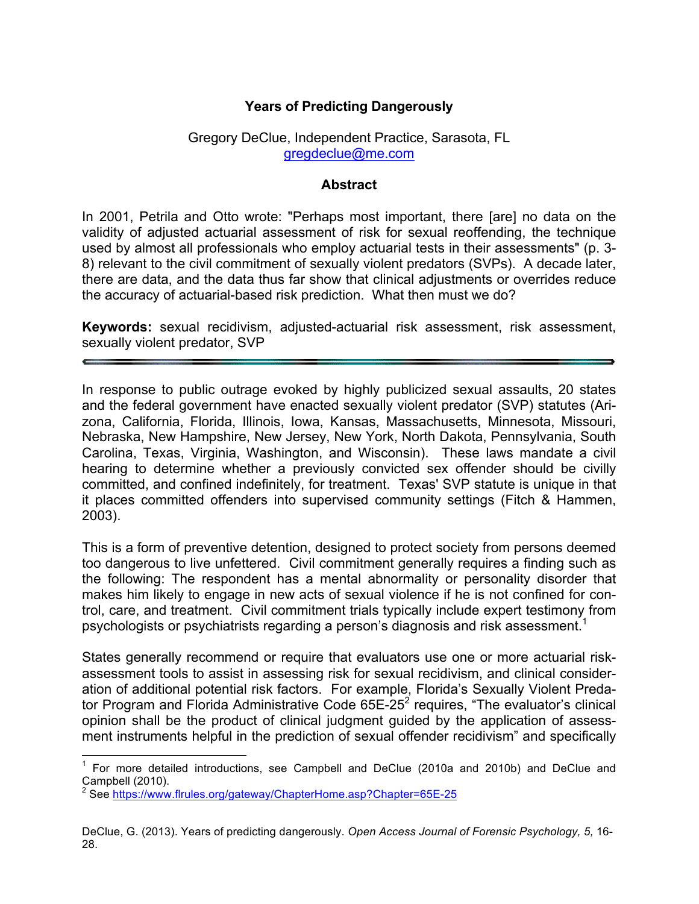# Years of Predicting Dangerously

Gregory DeClue, Independent Practice, Sarasota, FL
gregdeclue@me.com

## Abstract

In 2001, Petrila and Otto wrote: "Perhaps most important, there [are] no data on the validity of adjusted actuarial assessment of risk for sexual reoffending, the technique used by almost all professionals who employ actuarial tests in their assessments" (p. 3-8) relevant to the civil commitment of sexually violent predators (SVPs). A decade later, there are data, and the data thus far show that clinical adjustments or overrides reduce the accuracy of actuarial-based risk prediction. What then must we do?

**Keywords:** sexual recidivism, adjusted-actuarial risk assessment, risk assessment, sexually violent predator, SVP

---

In response to public outrage evoked by highly publicized sexual assaults, 20 states and the federal government have enacted sexually violent predator (SVP) statutes (Arizona, California, Florida, Illinois, Iowa, Kansas, Massachusetts, Minnesota, Missouri, Nebraska, New Hampshire, New Jersey, New York, North Dakota, Pennsylvania, South Carolina, Texas, Virginia, Washington, and Wisconsin). These laws mandate a civil hearing to determine whether a previously convicted sex offender should be civilly committed, and confined indefinitely, for treatment. Texas' SVP statute is unique in that it places committed offenders into supervised community settings (Fitch & Hammen, 2003).

This is a form of preventive detention, designed to protect society from persons deemed too dangerous to live unfettered. Civil commitment generally requires a finding such as the following: The respondent has a mental abnormality or personality disorder that makes him likely to engage in new acts of sexual violence if he is not confined for control, care, and treatment. Civil commitment trials typically include expert testimony from psychologists or psychiatrists regarding a person's diagnosis and risk assessment.[1]

States generally recommend or require that evaluators use one or more actuarial risk-assessment tools to assist in assessing risk for sexual recidivism, and clinical consideration of additional potential risk factors. For example, Florida's Sexually Violent Predator Program and Florida Administrative Code 65E-25[2] requires, "The evaluator's clinical opinion shall be the product of clinical judgment guided by the application of assessment instruments helpful in the prediction of sexual offender recidivism" and specifically

---

[1] For more detailed introductions, see Campbell and DeClue (2010a and 2010b) and DeClue and Campbell (2010).

[2] See https://www.flrules.org/gateway/ChapterHome.asp?Chapter=65E-25

DeClue, G. (2013). Years of predicting dangerously. *Open Access Journal of Forensic Psychology, 5,* 16-28.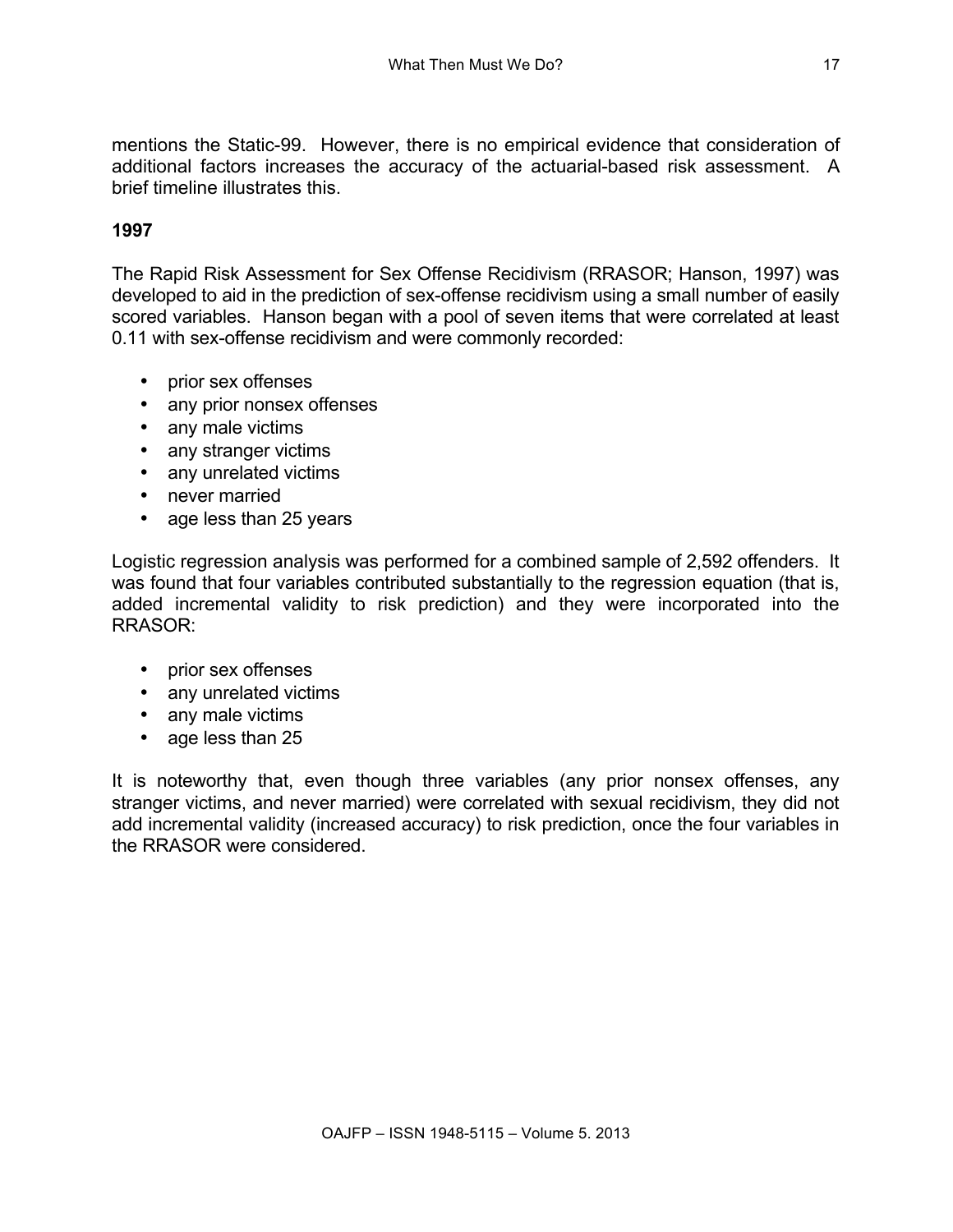mentions the Static-99. However, there is no empirical evidence that consideration of additional factors increases the accuracy of the actuarial-based risk assessment. A brief timeline illustrates this.

**1997**

The Rapid Risk Assessment for Sex Offense Recidivism (RRASOR; Hanson, 1997) was developed to aid in the prediction of sex-offense recidivism using a small number of easily scored variables. Hanson began with a pool of seven items that were correlated at least 0.11 with sex-offense recidivism and were commonly recorded:

- prior sex offenses
- any prior nonsex offenses
- any male victims
- any stranger victims
- any unrelated victims
- never married
- age less than 25 years

Logistic regression analysis was performed for a combined sample of 2,592 offenders. It was found that four variables contributed substantially to the regression equation (that is, added incremental validity to risk prediction) and they were incorporated into the RRASOR:

- prior sex offenses
- any unrelated victims
- any male victims
- age less than 25

It is noteworthy that, even though three variables (any prior nonsex offenses, any stranger victims, and never married) were correlated with sexual recidivism, they did not add incremental validity (increased accuracy) to risk prediction, once the four variables in the RRASOR were considered.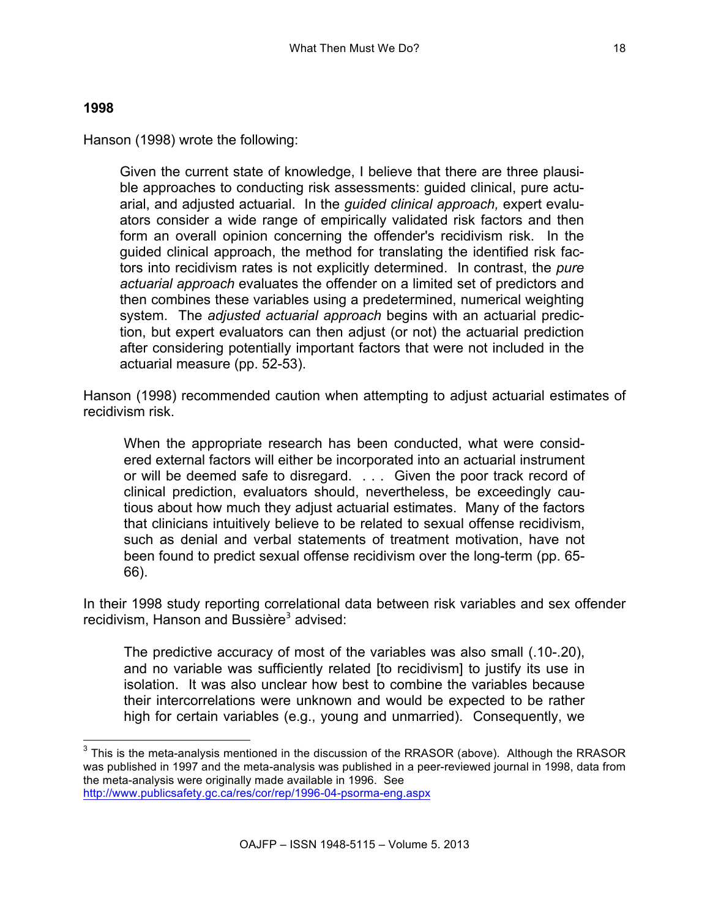**1998**

Hanson (1998) wrote the following:

> Given the current state of knowledge, I believe that there are three plausible approaches to conducting risk assessments: guided clinical, pure actuarial, and adjusted actuarial. In the *guided clinical approach,* expert evaluators consider a wide range of empirically validated risk factors and then form an overall opinion concerning the offender's recidivism risk. In the guided clinical approach, the method for translating the identified risk factors into recidivism rates is not explicitly determined. In contrast, the *pure actuarial approach* evaluates the offender on a limited set of predictors and then combines these variables using a predetermined, numerical weighting system. The *adjusted actuarial approach* begins with an actuarial prediction, but expert evaluators can then adjust (or not) the actuarial prediction after considering potentially important factors that were not included in the actuarial measure (pp. 52-53).

Hanson (1998) recommended caution when attempting to adjust actuarial estimates of recidivism risk.

> When the appropriate research has been conducted, what were considered external factors will either be incorporated into an actuarial instrument or will be deemed safe to disregard. . . . Given the poor track record of clinical prediction, evaluators should, nevertheless, be exceedingly cautious about how much they adjust actuarial estimates. Many of the factors that clinicians intuitively believe to be related to sexual offense recidivism, such as denial and verbal statements of treatment motivation, have not been found to predict sexual offense recidivism over the long-term (pp. 65-66).

In their 1998 study reporting correlational data between risk variables and sex offender recidivism, Hanson and Bussière[3] advised:

> The predictive accuracy of most of the variables was also small (.10-.20), and no variable was sufficiently related [to recidivism] to justify its use in isolation. It was also unclear how best to combine the variables because their intercorrelations were unknown and would be expected to be rather high for certain variables (e.g., young and unmarried). Consequently, we

[3] This is the meta-analysis mentioned in the discussion of the RRASOR (above). Although the RRASOR was published in 1997 and the meta-analysis was published in a peer-reviewed journal in 1998, data from the meta-analysis were originally made available in 1996. See http://www.publicsafety.gc.ca/res/cor/rep/1996-04-psorma-eng.aspx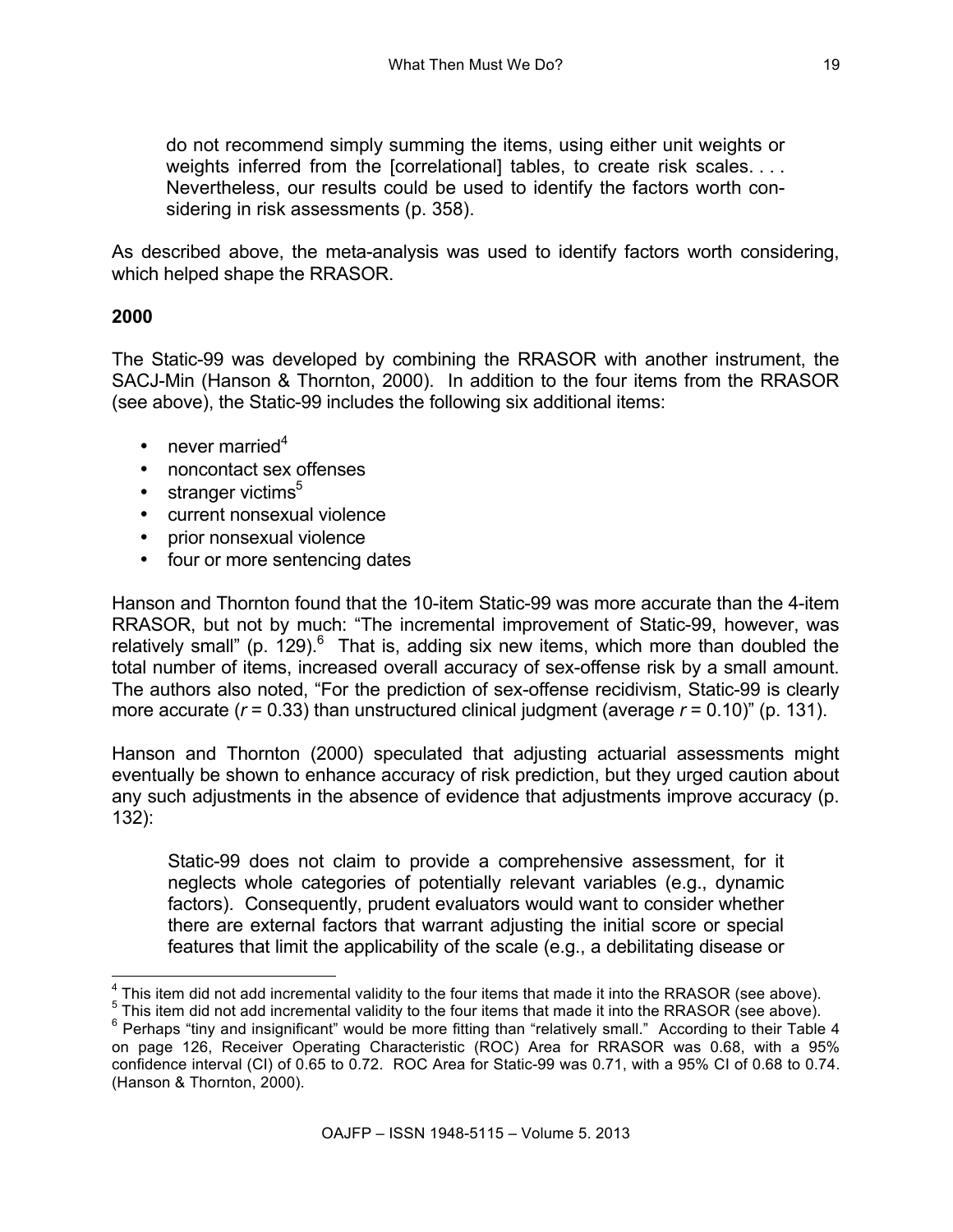> do not recommend simply summing the items, using either unit weights or weights inferred from the [correlational] tables, to create risk scales. . . . Nevertheless, our results could be used to identify the factors worth considering in risk assessments (p. 358).

As described above, the meta-analysis was used to identify factors worth considering, which helped shape the RRASOR.

**2000**

The Static-99 was developed by combining the RRASOR with another instrument, the SACJ-Min (Hanson & Thornton, 2000). In addition to the four items from the RRASOR (see above), the Static-99 includes the following six additional items:

- never married[4]
- noncontact sex offenses
- stranger victims[5]
- current nonsexual violence
- prior nonsexual violence
- four or more sentencing dates

Hanson and Thornton found that the 10-item Static-99 was more accurate than the 4-item RRASOR, but not by much: "The incremental improvement of Static-99, however, was relatively small" (p. 129).[6] That is, adding six new items, which more than doubled the total number of items, increased overall accuracy of sex-offense risk by a small amount. The authors also noted, "For the prediction of sex-offense recidivism, Static-99 is clearly more accurate ($r$ = 0.33) than unstructured clinical judgment (average $r$ = 0.10)" (p. 131).

Hanson and Thornton (2000) speculated that adjusting actuarial assessments might eventually be shown to enhance accuracy of risk prediction, but they urged caution about any such adjustments in the absence of evidence that adjustments improve accuracy (p. 132):

> Static-99 does not claim to provide a comprehensive assessment, for it neglects whole categories of potentially relevant variables (e.g., dynamic factors). Consequently, prudent evaluators would want to consider whether there are external factors that warrant adjusting the initial score or special features that limit the applicability of the scale (e.g., a debilitating disease or

---

[4] This item did not add incremental validity to the four items that made it into the RRASOR (see above).

[5] This item did not add incremental validity to the four items that made it into the RRASOR (see above).

[6] Perhaps "tiny and insignificant" would be more fitting than "relatively small." According to their Table 4 on page 126, Receiver Operating Characteristic (ROC) Area for RRASOR was 0.68, with a 95% confidence interval (CI) of 0.65 to 0.72. ROC Area for Static-99 was 0.71, with a 95% CI of 0.68 to 0.74. (Hanson & Thornton, 2000).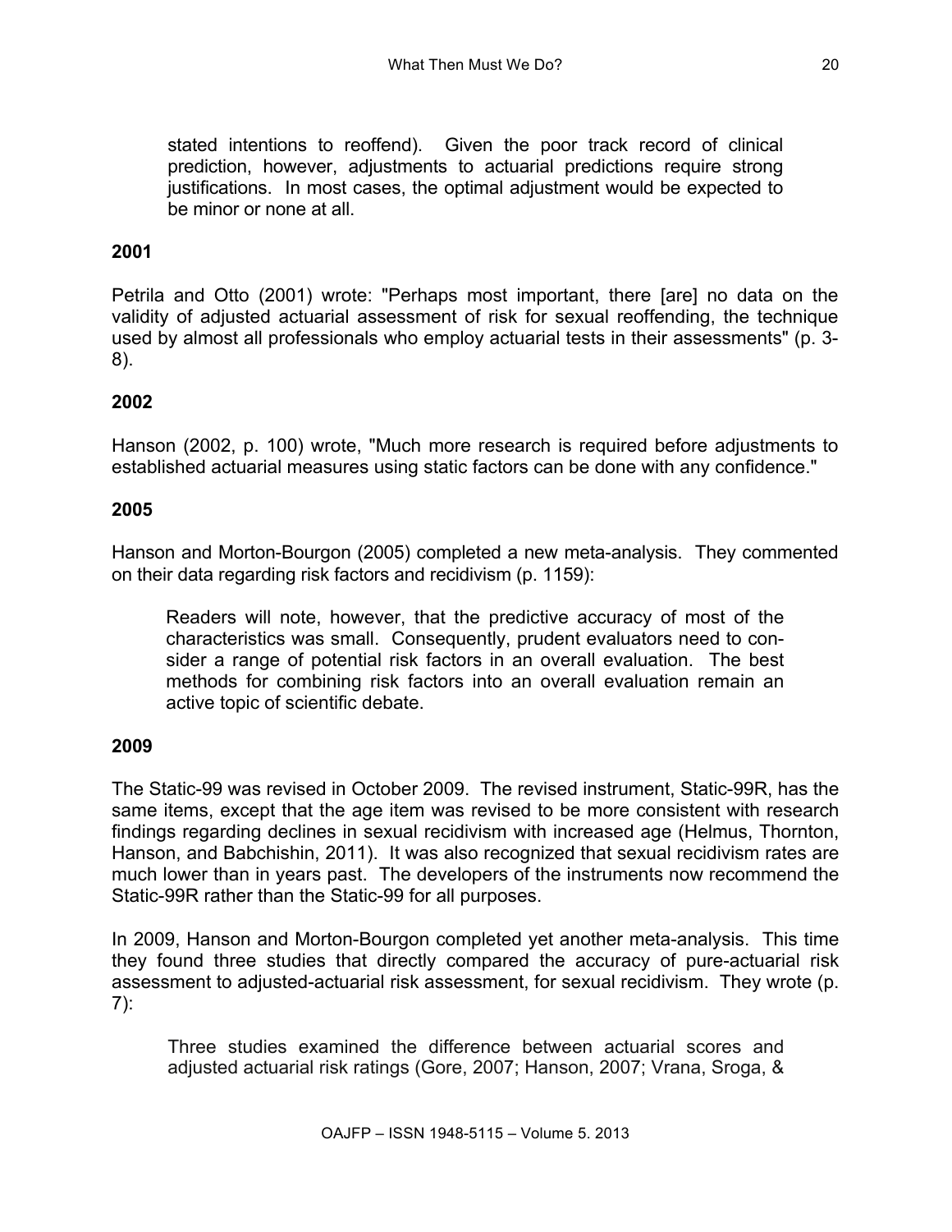> stated intentions to reoffend). Given the poor track record of clinical prediction, however, adjustments to actuarial predictions require strong justifications. In most cases, the optimal adjustment would be expected to be minor or none at all.

**2001**

Petrila and Otto (2001) wrote: "Perhaps most important, there [are] no data on the validity of adjusted actuarial assessment of risk for sexual reoffending, the technique used by almost all professionals who employ actuarial tests in their assessments" (p. 3-8).

**2002**

Hanson (2002, p. 100) wrote, "Much more research is required before adjustments to established actuarial measures using static factors can be done with any confidence."

**2005**

Hanson and Morton-Bourgon (2005) completed a new meta-analysis. They commented on their data regarding risk factors and recidivism (p. 1159):

> Readers will note, however, that the predictive accuracy of most of the characteristics was small. Consequently, prudent evaluators need to consider a range of potential risk factors in an overall evaluation. The best methods for combining risk factors into an overall evaluation remain an active topic of scientific debate.

**2009**

The Static-99 was revised in October 2009. The revised instrument, Static-99R, has the same items, except that the age item was revised to be more consistent with research findings regarding declines in sexual recidivism with increased age (Helmus, Thornton, Hanson, and Babchishin, 2011). It was also recognized that sexual recidivism rates are much lower than in years past. The developers of the instruments now recommend the Static-99R rather than the Static-99 for all purposes.

In 2009, Hanson and Morton-Bourgon completed yet another meta-analysis. This time they found three studies that directly compared the accuracy of pure-actuarial risk assessment to adjusted-actuarial risk assessment, for sexual recidivism. They wrote (p. 7):

> Three studies examined the difference between actuarial scores and adjusted actuarial risk ratings (Gore, 2007; Hanson, 2007; Vrana, Sroga, &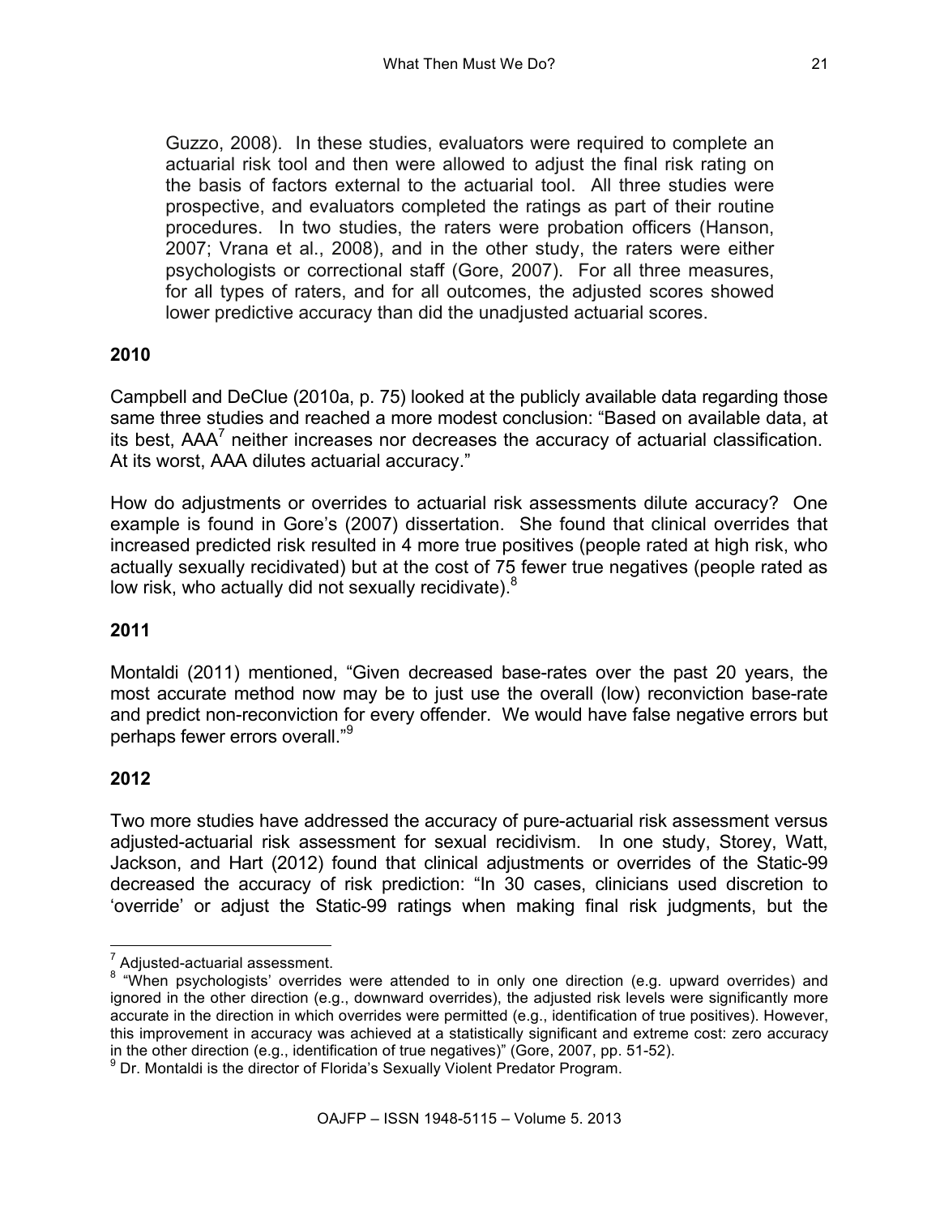Guzzo, 2008). In these studies, evaluators were required to complete an actuarial risk tool and then were allowed to adjust the final risk rating on the basis of factors external to the actuarial tool. All three studies were prospective, and evaluators completed the ratings as part of their routine procedures. In two studies, the raters were probation officers (Hanson, 2007; Vrana et al., 2008), and in the other study, the raters were either psychologists or correctional staff (Gore, 2007). For all three measures, for all types of raters, and for all outcomes, the adjusted scores showed lower predictive accuracy than did the unadjusted actuarial scores.

**2010**

Campbell and DeClue (2010a, p. 75) looked at the publicly available data regarding those same three studies and reached a more modest conclusion: "Based on available data, at its best, AAA[7] neither increases nor decreases the accuracy of actuarial classification. At its worst, AAA dilutes actuarial accuracy."

How do adjustments or overrides to actuarial risk assessments dilute accuracy? One example is found in Gore's (2007) dissertation. She found that clinical overrides that increased predicted risk resulted in 4 more true positives (people rated at high risk, who actually sexually recidivated) but at the cost of 75 fewer true negatives (people rated as low risk, who actually did not sexually recidivate).[8]

**2011**

Montaldi (2011) mentioned, "Given decreased base-rates over the past 20 years, the most accurate method now may be to just use the overall (low) reconviction base-rate and predict non-reconviction for every offender. We would have false negative errors but perhaps fewer errors overall."[9]

**2012**

Two more studies have addressed the accuracy of pure-actuarial risk assessment versus adjusted-actuarial risk assessment for sexual recidivism. In one study, Storey, Watt, Jackson, and Hart (2012) found that clinical adjustments or overrides of the Static-99 decreased the accuracy of risk prediction: "In 30 cases, clinicians used discretion to 'override' or adjust the Static-99 ratings when making final risk judgments, but the

---

[7] Adjusted-actuarial assessment.

[8] "When psychologists' overrides were attended to in only one direction (e.g. upward overrides) and ignored in the other direction (e.g., downward overrides), the adjusted risk levels were significantly more accurate in the direction in which overrides were permitted (e.g., identification of true positives). However, this improvement in accuracy was achieved at a statistically significant and extreme cost: zero accuracy in the other direction (e.g., identification of true negatives)" (Gore, 2007, pp. 51-52).

[9] Dr. Montaldi is the director of Florida's Sexually Violent Predator Program.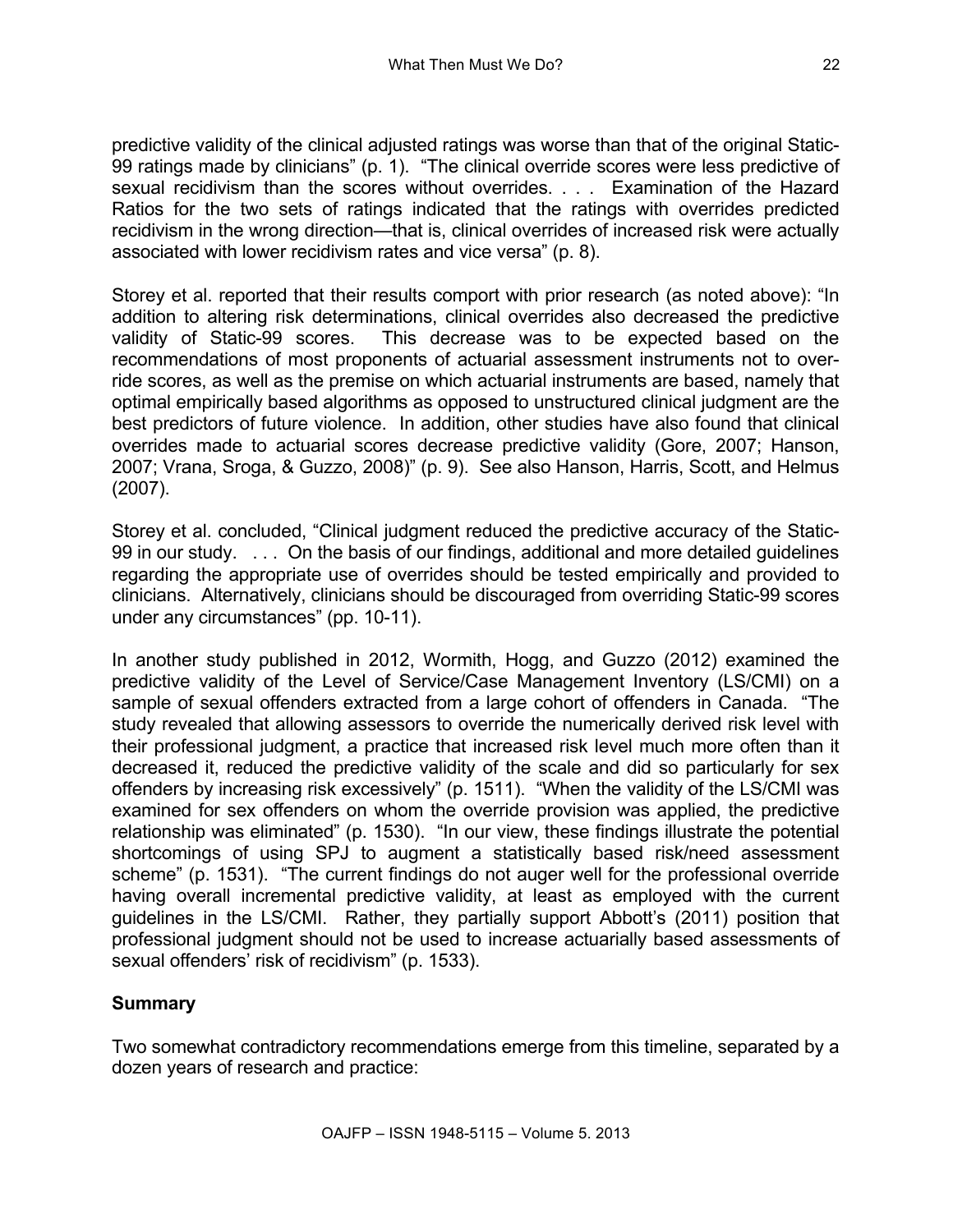predictive validity of the clinical adjusted ratings was worse than that of the original Static-99 ratings made by clinicians" (p. 1). "The clinical override scores were less predictive of sexual recidivism than the scores without overrides. . . . Examination of the Hazard Ratios for the two sets of ratings indicated that the ratings with overrides predicted recidivism in the wrong direction—that is, clinical overrides of increased risk were actually associated with lower recidivism rates and vice versa" (p. 8).

Storey et al. reported that their results comport with prior research (as noted above): "In addition to altering risk determinations, clinical overrides also decreased the predictive validity of Static-99 scores. This decrease was to be expected based on the recommendations of most proponents of actuarial assessment instruments not to override scores, as well as the premise on which actuarial instruments are based, namely that optimal empirically based algorithms as opposed to unstructured clinical judgment are the best predictors of future violence. In addition, other studies have also found that clinical overrides made to actuarial scores decrease predictive validity (Gore, 2007; Hanson, 2007; Vrana, Sroga, & Guzzo, 2008)" (p. 9). See also Hanson, Harris, Scott, and Helmus (2007).

Storey et al. concluded, "Clinical judgment reduced the predictive accuracy of the Static-99 in our study. . . . On the basis of our findings, additional and more detailed guidelines regarding the appropriate use of overrides should be tested empirically and provided to clinicians. Alternatively, clinicians should be discouraged from overriding Static-99 scores under any circumstances" (pp. 10-11).

In another study published in 2012, Wormith, Hogg, and Guzzo (2012) examined the predictive validity of the Level of Service/Case Management Inventory (LS/CMI) on a sample of sexual offenders extracted from a large cohort of offenders in Canada. "The study revealed that allowing assessors to override the numerically derived risk level with their professional judgment, a practice that increased risk level much more often than it decreased it, reduced the predictive validity of the scale and did so particularly for sex offenders by increasing risk excessively" (p. 1511). "When the validity of the LS/CMI was examined for sex offenders on whom the override provision was applied, the predictive relationship was eliminated" (p. 1530). "In our view, these findings illustrate the potential shortcomings of using SPJ to augment a statistically based risk/need assessment scheme" (p. 1531). "The current findings do not auger well for the professional override having overall incremental predictive validity, at least as employed with the current guidelines in the LS/CMI. Rather, they partially support Abbott's (2011) position that professional judgment should not be used to increase actuarially based assessments of sexual offenders' risk of recidivism" (p. 1533).

**Summary**

Two somewhat contradictory recommendations emerge from this timeline, separated by a dozen years of research and practice: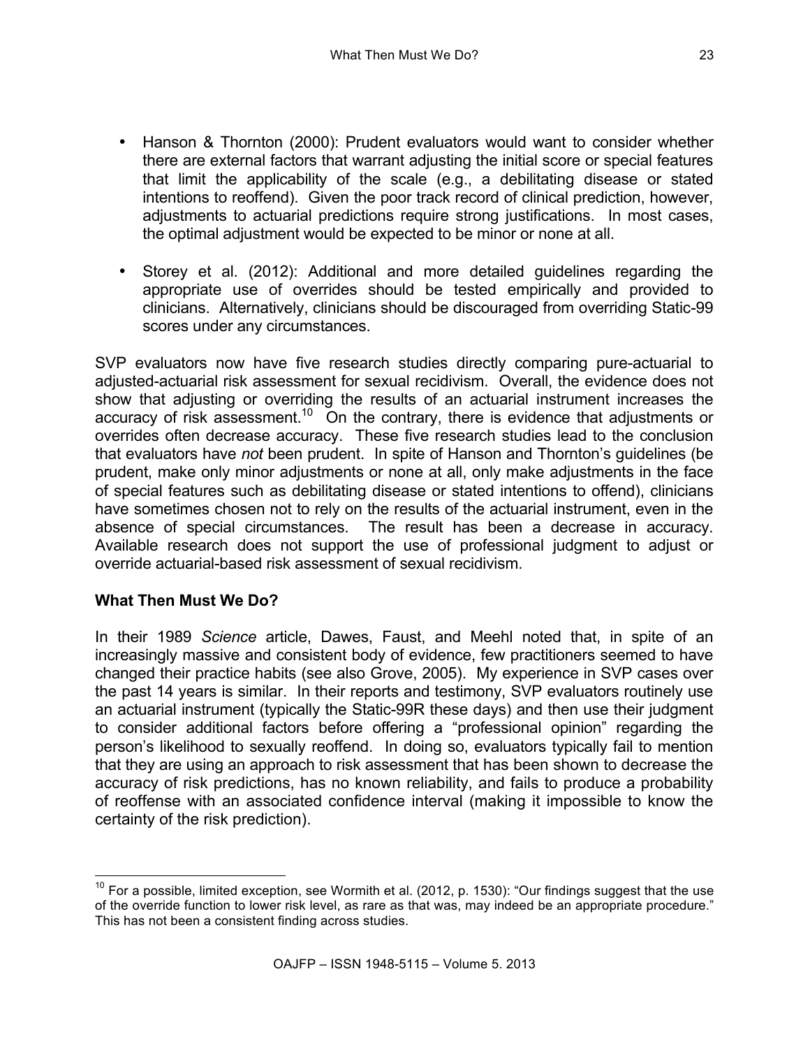- Hanson & Thornton (2000): Prudent evaluators would want to consider whether there are external factors that warrant adjusting the initial score or special features that limit the applicability of the scale (e.g., a debilitating disease or stated intentions to reoffend). Given the poor track record of clinical prediction, however, adjustments to actuarial predictions require strong justifications. In most cases, the optimal adjustment would be expected to be minor or none at all.

- Storey et al. (2012): Additional and more detailed guidelines regarding the appropriate use of overrides should be tested empirically and provided to clinicians. Alternatively, clinicians should be discouraged from overriding Static-99 scores under any circumstances.

SVP evaluators now have five research studies directly comparing pure-actuarial to adjusted-actuarial risk assessment for sexual recidivism. Overall, the evidence does not show that adjusting or overriding the results of an actuarial instrument increases the accuracy of risk assessment.[10] On the contrary, there is evidence that adjustments or overrides often decrease accuracy. These five research studies lead to the conclusion that evaluators have *not* been prudent. In spite of Hanson and Thornton's guidelines (be prudent, make only minor adjustments or none at all, only make adjustments in the face of special features such as debilitating disease or stated intentions to offend), clinicians have sometimes chosen not to rely on the results of the actuarial instrument, even in the absence of special circumstances. The result has been a decrease in accuracy. Available research does not support the use of professional judgment to adjust or override actuarial-based risk assessment of sexual recidivism.

## What Then Must We Do?

In their 1989 *Science* article, Dawes, Faust, and Meehl noted that, in spite of an increasingly massive and consistent body of evidence, few practitioners seemed to have changed their practice habits (see also Grove, 2005). My experience in SVP cases over the past 14 years is similar. In their reports and testimony, SVP evaluators routinely use an actuarial instrument (typically the Static-99R these days) and then use their judgment to consider additional factors before offering a "professional opinion" regarding the person's likelihood to sexually reoffend. In doing so, evaluators typically fail to mention that they are using an approach to risk assessment that has been shown to decrease the accuracy of risk predictions, has no known reliability, and fails to produce a probability of reoffense with an associated confidence interval (making it impossible to know the certainty of the risk prediction).

---

[10] For a possible, limited exception, see Wormith et al. (2012, p. 1530): "Our findings suggest that the use of the override function to lower risk level, as rare as that was, may indeed be an appropriate procedure." This has not been a consistent finding across studies.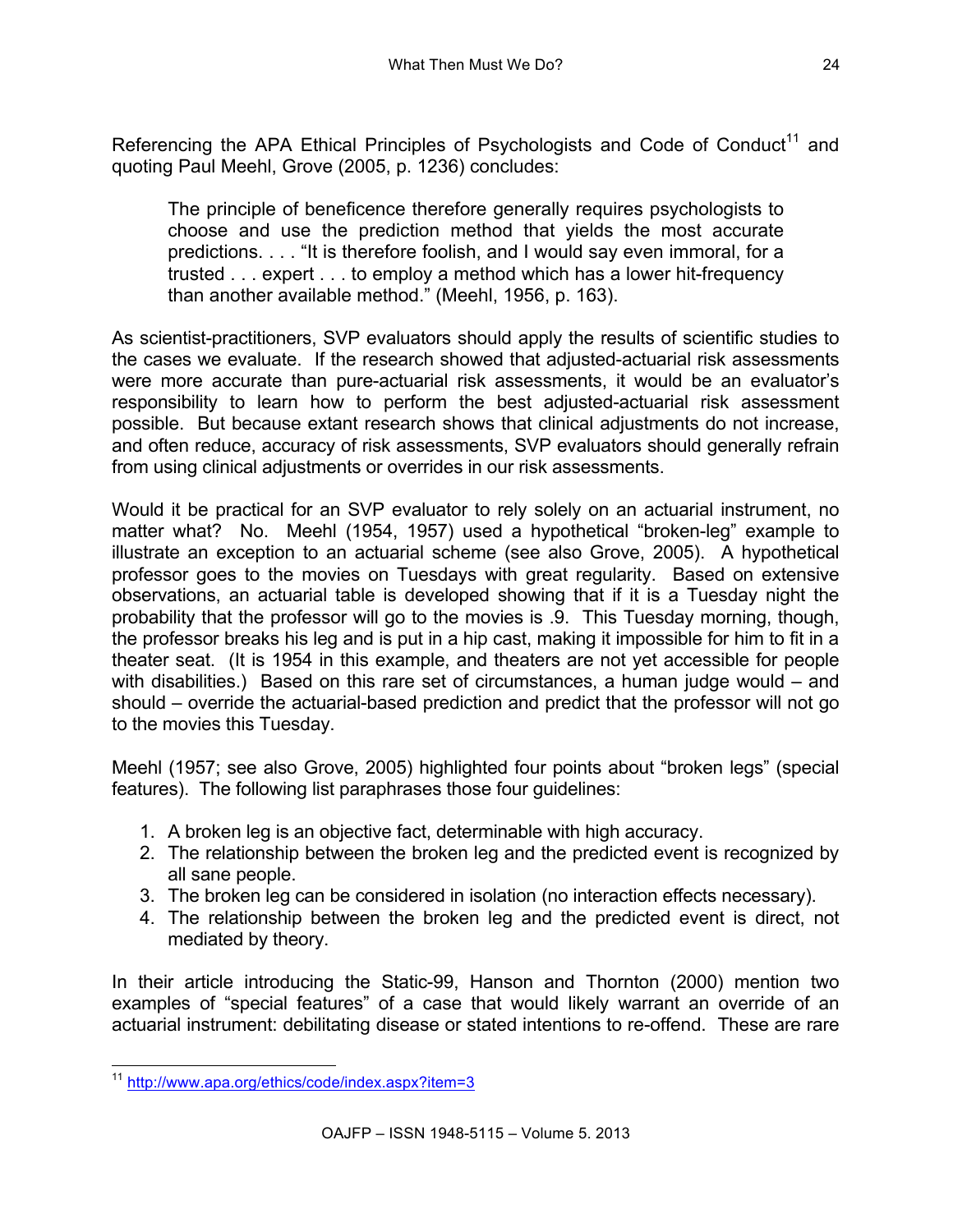Referencing the APA Ethical Principles of Psychologists and Code of Conduct[11] and quoting Paul Meehl, Grove (2005, p. 1236) concludes:

> The principle of beneficence therefore generally requires psychologists to choose and use the prediction method that yields the most accurate predictions. . . . "It is therefore foolish, and I would say even immoral, for a trusted . . . expert . . . to employ a method which has a lower hit-frequency than another available method." (Meehl, 1956, p. 163).

As scientist-practitioners, SVP evaluators should apply the results of scientific studies to the cases we evaluate. If the research showed that adjusted-actuarial risk assessments were more accurate than pure-actuarial risk assessments, it would be an evaluator's responsibility to learn how to perform the best adjusted-actuarial risk assessment possible. But because extant research shows that clinical adjustments do not increase, and often reduce, accuracy of risk assessments, SVP evaluators should generally refrain from using clinical adjustments or overrides in our risk assessments.

Would it be practical for an SVP evaluator to rely solely on an actuarial instrument, no matter what? No. Meehl (1954, 1957) used a hypothetical "broken-leg" example to illustrate an exception to an actuarial scheme (see also Grove, 2005). A hypothetical professor goes to the movies on Tuesdays with great regularity. Based on extensive observations, an actuarial table is developed showing that if it is a Tuesday night the probability that the professor will go to the movies is .9. This Tuesday morning, though, the professor breaks his leg and is put in a hip cast, making it impossible for him to fit in a theater seat. (It is 1954 in this example, and theaters are not yet accessible for people with disabilities.) Based on this rare set of circumstances, a human judge would – and should – override the actuarial-based prediction and predict that the professor will not go to the movies this Tuesday.

Meehl (1957; see also Grove, 2005) highlighted four points about "broken legs" (special features). The following list paraphrases those four guidelines:

1. A broken leg is an objective fact, determinable with high accuracy.
2. The relationship between the broken leg and the predicted event is recognized by all sane people.
3. The broken leg can be considered in isolation (no interaction effects necessary).
4. The relationship between the broken leg and the predicted event is direct, not mediated by theory.

In their article introducing the Static-99, Hanson and Thornton (2000) mention two examples of "special features" of a case that would likely warrant an override of an actuarial instrument: debilitating disease or stated intentions to re-offend. These are rare

---

[11] http://www.apa.org/ethics/code/index.aspx?item=3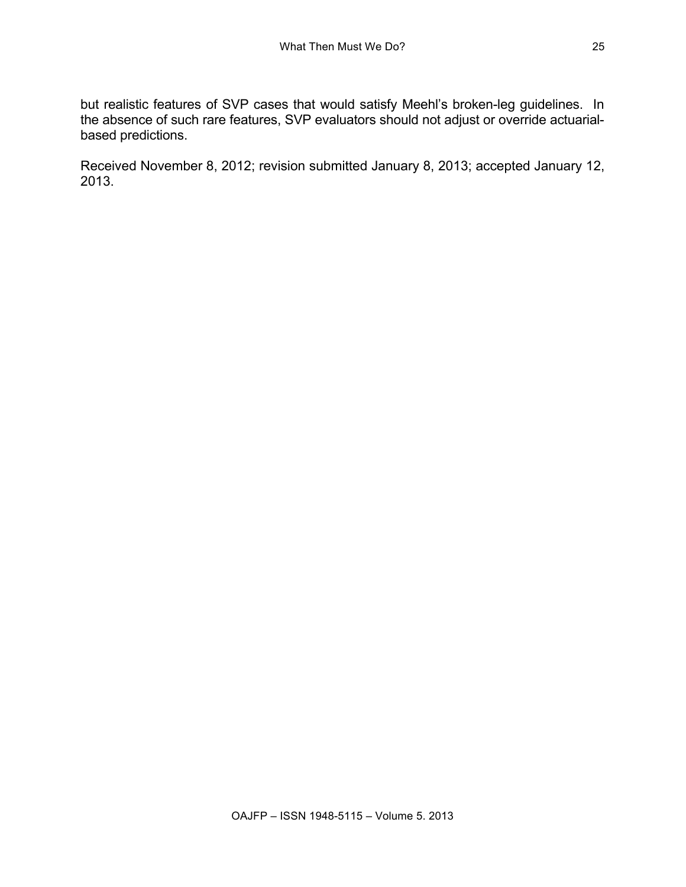but realistic features of SVP cases that would satisfy Meehl's broken-leg guidelines. In the absence of such rare features, SVP evaluators should not adjust or override actuarial-based predictions.

Received November 8, 2012; revision submitted January 8, 2013; accepted January 12, 2013.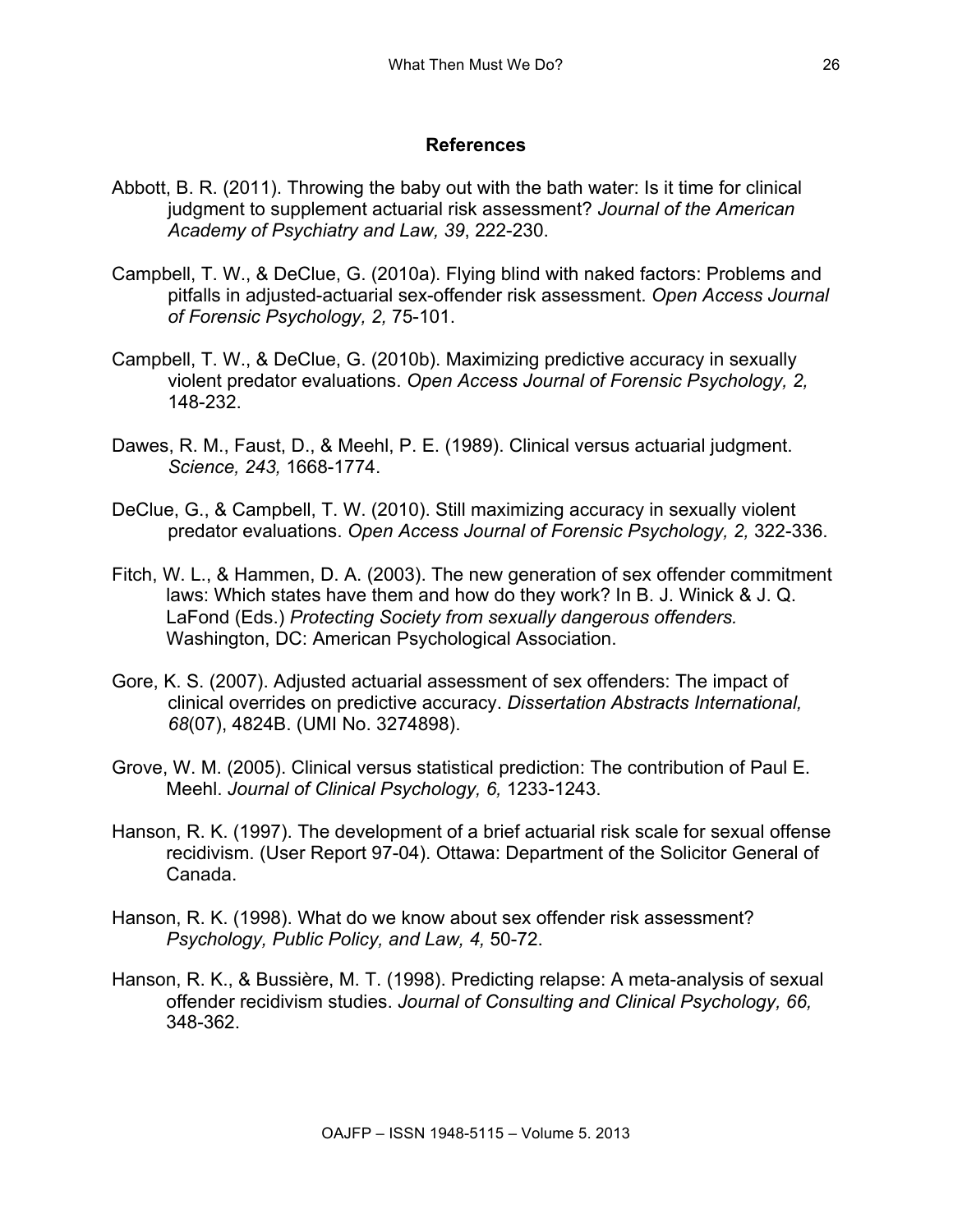## References

Abbott, B. R. (2011). Throwing the baby out with the bath water: Is it time for clinical judgment to supplement actuarial risk assessment? *Journal of the American Academy of Psychiatry and Law, 39*, 222-230.

Campbell, T. W., & DeClue, G. (2010a). Flying blind with naked factors: Problems and pitfalls in adjusted-actuarial sex-offender risk assessment. *Open Access Journal of Forensic Psychology, 2,* 75-101.

Campbell, T. W., & DeClue, G. (2010b). Maximizing predictive accuracy in sexually violent predator evaluations. *Open Access Journal of Forensic Psychology, 2,* 148-232.

Dawes, R. M., Faust, D., & Meehl, P. E. (1989). Clinical versus actuarial judgment. *Science, 243,* 1668-1774.

DeClue, G., & Campbell, T. W. (2010). Still maximizing accuracy in sexually violent predator evaluations. *Open Access Journal of Forensic Psychology, 2,* 322-336.

Fitch, W. L., & Hammen, D. A. (2003). The new generation of sex offender commitment laws: Which states have them and how do they work? In B. J. Winick & J. Q. LaFond (Eds.) *Protecting Society from sexually dangerous offenders.* Washington, DC: American Psychological Association.

Gore, K. S. (2007). Adjusted actuarial assessment of sex offenders: The impact of clinical overrides on predictive accuracy. *Dissertation Abstracts International, 68*(07), 4824B. (UMI No. 3274898).

Grove, W. M. (2005). Clinical versus statistical prediction: The contribution of Paul E. Meehl. *Journal of Clinical Psychology, 6,* 1233-1243.

Hanson, R. K. (1997). The development of a brief actuarial risk scale for sexual offense recidivism. (User Report 97-04). Ottawa: Department of the Solicitor General of Canada.

Hanson, R. K. (1998). What do we know about sex offender risk assessment? *Psychology, Public Policy, and Law, 4,* 50-72.

Hanson, R. K., & Bussière, M. T. (1998). Predicting relapse: A meta-analysis of sexual offender recidivism studies. *Journal of Consulting and Clinical Psychology, 66,* 348-362.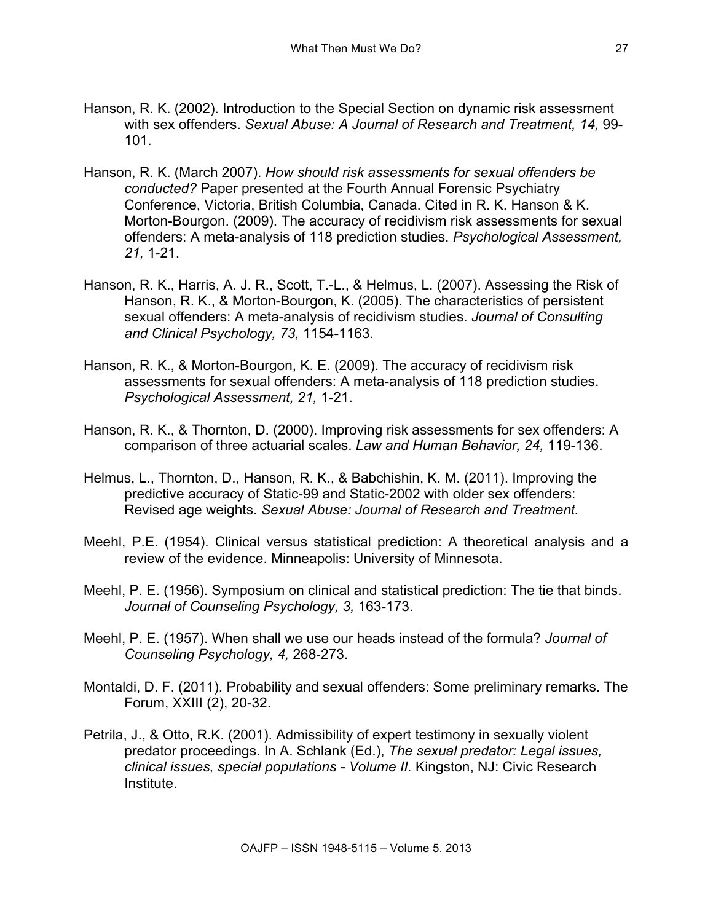Hanson, R. K. (2002). Introduction to the Special Section on dynamic risk assessment with sex offenders. *Sexual Abuse: A Journal of Research and Treatment, 14,* 99-101.

Hanson, R. K. (March 2007). *How should risk assessments for sexual offenders be conducted?* Paper presented at the Fourth Annual Forensic Psychiatry Conference, Victoria, British Columbia, Canada. Cited in R. K. Hanson & K. Morton-Bourgon. (2009). The accuracy of recidivism risk assessments for sexual offenders: A meta-analysis of 118 prediction studies. *Psychological Assessment, 21,* 1-21.

Hanson, R. K., Harris, A. J. R., Scott, T.-L., & Helmus, L. (2007). Assessing the Risk of Hanson, R. K., & Morton-Bourgon, K. (2005). The characteristics of persistent sexual offenders: A meta-analysis of recidivism studies. *Journal of Consulting and Clinical Psychology, 73,* 1154-1163.

Hanson, R. K., & Morton-Bourgon, K. E. (2009). The accuracy of recidivism risk assessments for sexual offenders: A meta-analysis of 118 prediction studies. *Psychological Assessment, 21,* 1-21.

Hanson, R. K., & Thornton, D. (2000). Improving risk assessments for sex offenders: A comparison of three actuarial scales. *Law and Human Behavior, 24,* 119-136.

Helmus, L., Thornton, D., Hanson, R. K., & Babchishin, K. M. (2011). Improving the predictive accuracy of Static-99 and Static-2002 with older sex offenders: Revised age weights. *Sexual Abuse: Journal of Research and Treatment.*

Meehl, P.E. (1954). Clinical versus statistical prediction: A theoretical analysis and a review of the evidence. Minneapolis: University of Minnesota.

Meehl, P. E. (1956). Symposium on clinical and statistical prediction: The tie that binds. *Journal of Counseling Psychology, 3,* 163-173.

Meehl, P. E. (1957). When shall we use our heads instead of the formula? *Journal of Counseling Psychology, 4,* 268-273.

Montaldi, D. F. (2011). Probability and sexual offenders: Some preliminary remarks. The Forum, XXIII (2), 20-32.

Petrila, J., & Otto, R.K. (2001). Admissibility of expert testimony in sexually violent predator proceedings. In A. Schlank (Ed.), *The sexual predator: Legal issues, clinical issues, special populations - Volume II.* Kingston, NJ: Civic Research Institute.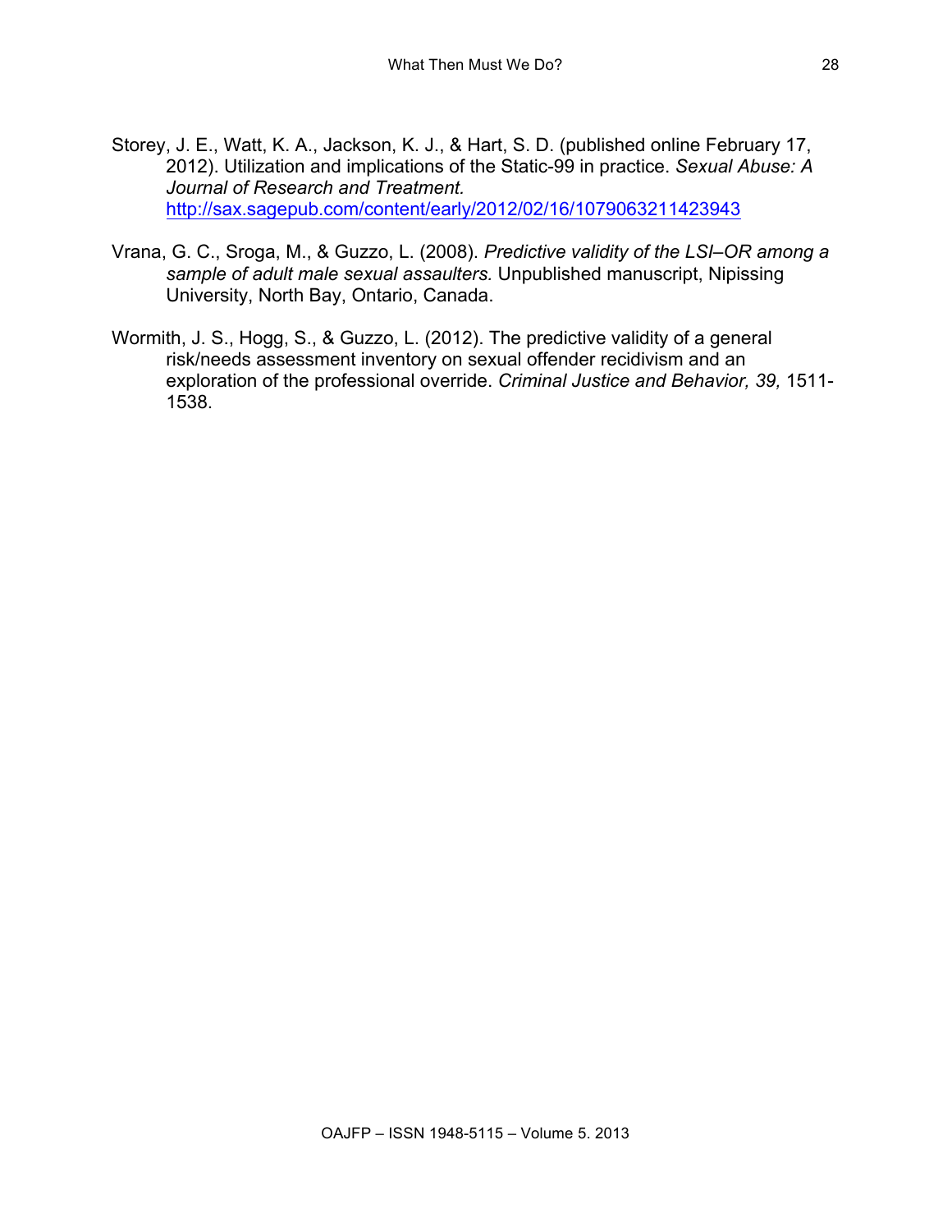Storey, J. E., Watt, K. A., Jackson, K. J., & Hart, S. D. (published online February 17, 2012). Utilization and implications of the Static-99 in practice. *Sexual Abuse: A Journal of Research and Treatment.* http://sax.sagepub.com/content/early/2012/02/16/1079063211423943

Vrana, G. C., Sroga, M., & Guzzo, L. (2008). *Predictive validity of the LSI–OR among a sample of adult male sexual assaulters.* Unpublished manuscript, Nipissing University, North Bay, Ontario, Canada.

Wormith, J. S., Hogg, S., & Guzzo, L. (2012). The predictive validity of a general risk/needs assessment inventory on sexual offender recidivism and an exploration of the professional override. *Criminal Justice and Behavior, 39,* 1511-1538.